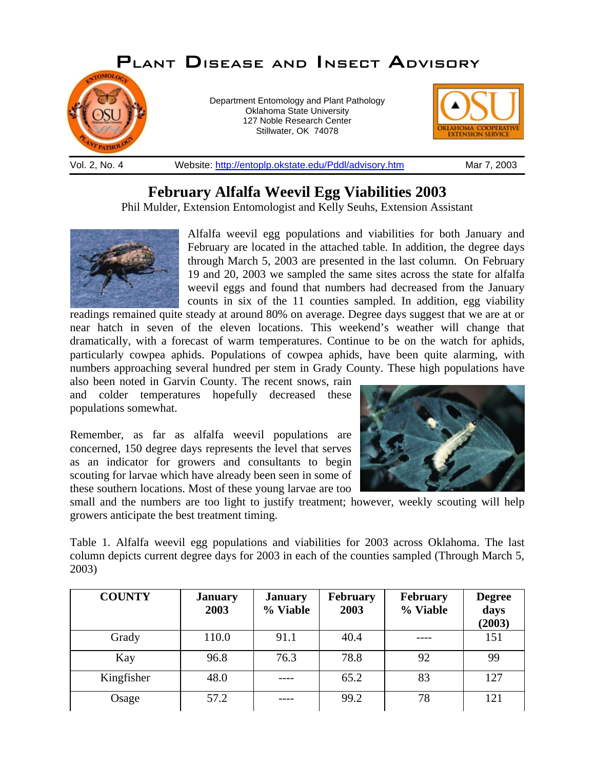# Plant Disease and Insect Advisory

Department Entomology and Plant Pathology
Oklahoma State University
127 Noble Research Center
Stillwater, OK 74078

Vol. 2, No. 4 | Website: http://entoplp.okstate.edu/Pddl/advisory.htm | Mar 7, 2003

## February Alfalfa Weevil Egg Viabilities 2003

Phil Mulder, Extension Entomologist and Kelly Seuhs, Extension Assistant

Alfalfa weevil egg populations and viabilities for both January and February are located in the attached table. In addition, the degree days through March 5, 2003 are presented in the last column. On February 19 and 20, 2003 we sampled the same sites across the state for alfalfa weevil eggs and found that numbers had decreased from the January counts in six of the 11 counties sampled. In addition, egg viability readings remained quite steady at around 80% on average. Degree days suggest that we are at or near hatch in seven of the eleven locations. This weekend's weather will change that dramatically, with a forecast of warm temperatures. Continue to be on the watch for aphids, particularly cowpea aphids. Populations of cowpea aphids, have been quite alarming, with numbers approaching several hundred per stem in Grady County. These high populations have also been noted in Garvin County. The recent snows, rain and colder temperatures hopefully decreased these populations somewhat.

Remember, as far as alfalfa weevil populations are concerned, 150 degree days represents the level that serves as an indicator for growers and consultants to begin scouting for larvae which have already been seen in some of these southern locations. Most of these young larvae are too small and the numbers are too light to justify treatment; however, weekly scouting will help growers anticipate the best treatment timing.

Table 1. Alfalfa weevil egg populations and viabilities for 2003 across Oklahoma. The last column depicts current degree days for 2003 in each of the counties sampled (Through March 5, 2003)

| COUNTY | January 2003 | January % Viable | February 2003 | February % Viable | Degree days (2003) |
|---|---|---|---|---|---|
| Grady | 110.0 | 91.1 | 40.4 | ---- | 151 |
| Kay | 96.8 | 76.3 | 78.8 | 92 | 99 |
| Kingfisher | 48.0 | ---- | 65.2 | 83 | 127 |
| Osage | 57.2 | ---- | 99.2 | 78 | 121 |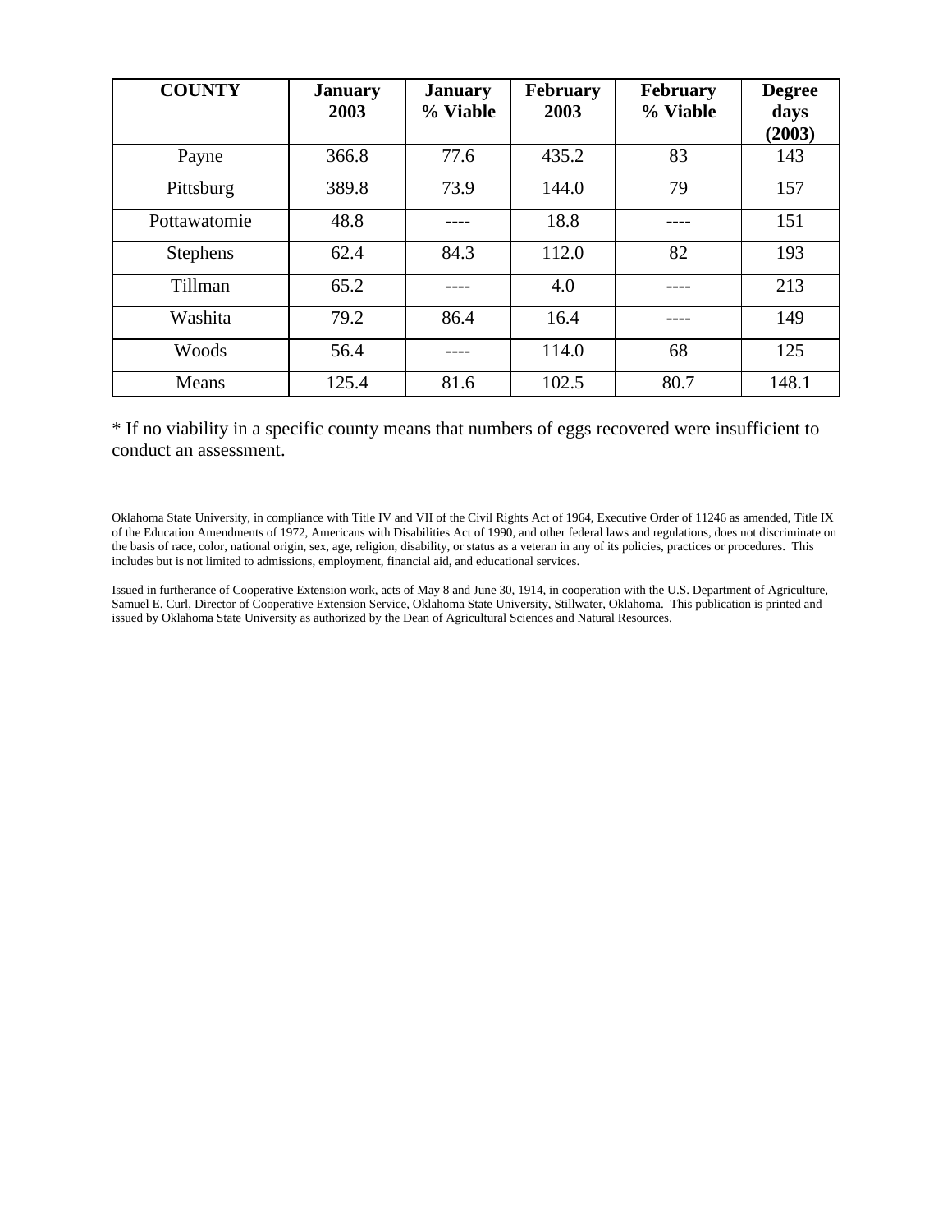| COUNTY | January 2003 | January % Viable | February 2003 | February % Viable | Degree days (2003) |
|---|---|---|---|---|---|
| Payne | 366.8 | 77.6 | 435.2 | 83 | 143 |
| Pittsburg | 389.8 | 73.9 | 144.0 | 79 | 157 |
| Pottawatomie | 48.8 | ---- | 18.8 | ---- | 151 |
| Stephens | 62.4 | 84.3 | 112.0 | 82 | 193 |
| Tillman | 65.2 | ---- | 4.0 | ---- | 213 |
| Washita | 79.2 | 86.4 | 16.4 | ---- | 149 |
| Woods | 56.4 | ---- | 114.0 | 68 | 125 |
| Means | 125.4 | 81.6 | 102.5 | 80.7 | 148.1 |

* If no viability in a specific county means that numbers of eggs recovered were insufficient to conduct an assessment.

---

Oklahoma State University, in compliance with Title IV and VII of the Civil Rights Act of 1964, Executive Order of 11246 as amended, Title IX of the Education Amendments of 1972, Americans with Disabilities Act of 1990, and other federal laws and regulations, does not discriminate on the basis of race, color, national origin, sex, age, religion, disability, or status as a veteran in any of its policies, practices or procedures. This includes but is not limited to admissions, employment, financial aid, and educational services.

Issued in furtherance of Cooperative Extension work, acts of May 8 and June 30, 1914, in cooperation with the U.S. Department of Agriculture, Samuel E. Curl, Director of Cooperative Extension Service, Oklahoma State University, Stillwater, Oklahoma. This publication is printed and issued by Oklahoma State University as authorized by the Dean of Agricultural Sciences and Natural Resources.